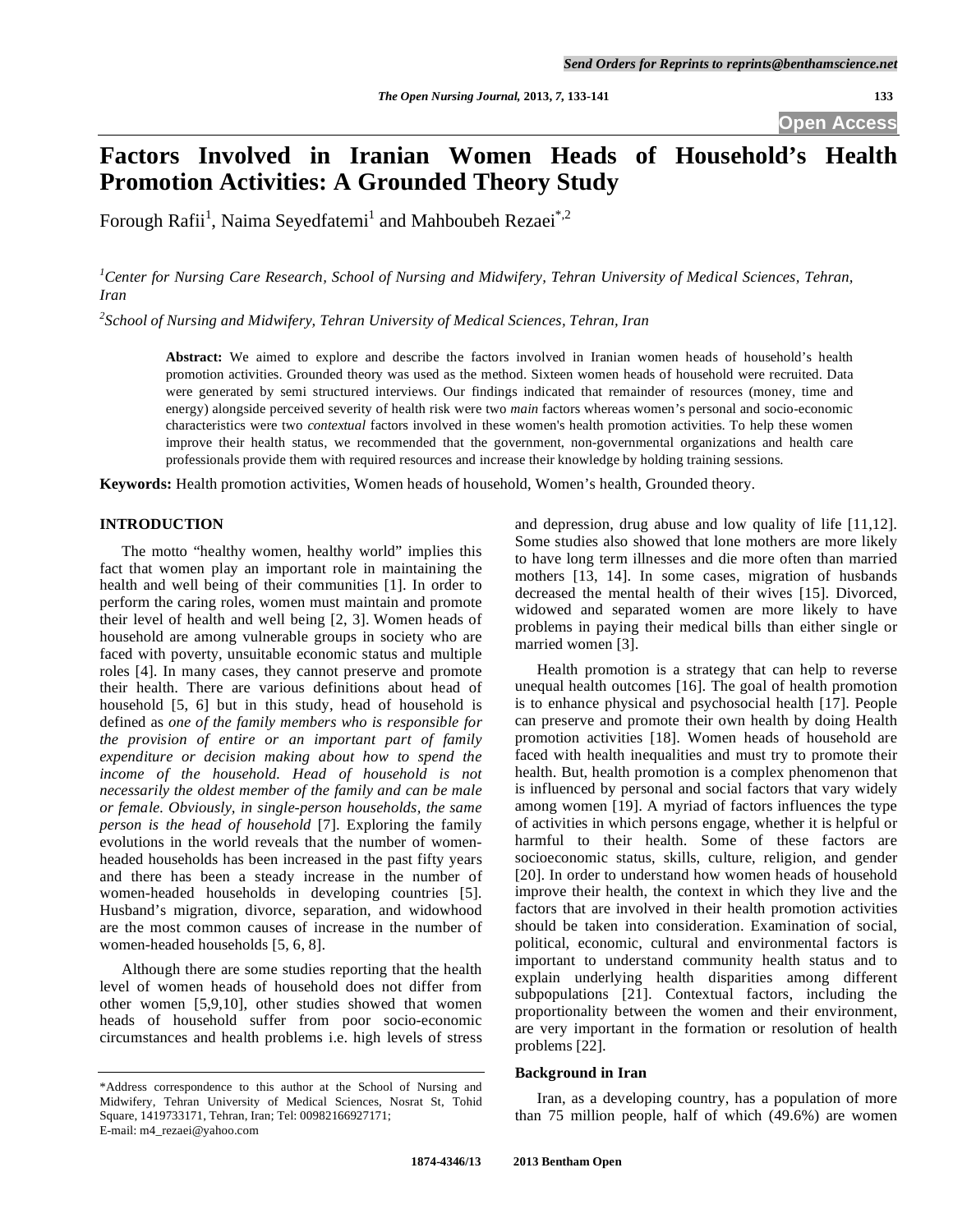# Factors Involved in Iranian Women Heads of Household's Health Promotion Activities: A Grounded Theory Study

Forough Rafii[1], Naima Seyedfatemi[1] and Mahboubeh Rezaei[*,2]

[1]*Center for Nursing Care Research, School of Nursing and Midwifery, Tehran University of Medical Sciences, Tehran, Iran*

[2]*School of Nursing and Midwifery, Tehran University of Medical Sciences, Tehran, Iran*

**Abstract:** We aimed to explore and describe the factors involved in Iranian women heads of household's health promotion activities. Grounded theory was used as the method. Sixteen women heads of household were recruited. Data were generated by semi structured interviews. Our findings indicated that remainder of resources (money, time and energy) alongside perceived severity of health risk were two *main* factors whereas women's personal and socio-economic characteristics were two *contextual* factors involved in these women's health promotion activities. To help these women improve their health status, we recommended that the government, non-governmental organizations and health care professionals provide them with required resources and increase their knowledge by holding training sessions.

**Keywords:** Health promotion activities, Women heads of household, Women's health, Grounded theory.

## INTRODUCTION

The motto "healthy women, healthy world" implies this fact that women play an important role in maintaining the health and well being of their communities [1]. In order to perform the caring roles, women must maintain and promote their level of health and well being [2, 3]. Women heads of household are among vulnerable groups in society who are faced with poverty, unsuitable economic status and multiple roles [4]. In many cases, they cannot preserve and promote their health. There are various definitions about head of household [5, 6] but in this study, head of household is defined as *one of the family members who is responsible for the provision of entire or an important part of family expenditure or decision making about how to spend the income of the household. Head of household is not necessarily the oldest member of the family and can be male or female. Obviously, in single-person households, the same person is the head of household* [7]. Exploring the family evolutions in the world reveals that the number of women-headed households has been increased in the past fifty years and there has been a steady increase in the number of women-headed households in developing countries [5]. Husband's migration, divorce, separation, and widowhood are the most common causes of increase in the number of women-headed households [5, 6, 8].

Although there are some studies reporting that the health level of women heads of household does not differ from other women [5,9,10], other studies showed that women heads of household suffer from poor socio-economic circumstances and health problems i.e. high levels of stress and depression, drug abuse and low quality of life [11,12]. Some studies also showed that lone mothers are more likely to have long term illnesses and die more often than married mothers [13, 14]. In some cases, migration of husbands decreased the mental health of their wives [15]. Divorced, widowed and separated women are more likely to have problems in paying their medical bills than either single or married women [3].

Health promotion is a strategy that can help to reverse unequal health outcomes [16]. The goal of health promotion is to enhance physical and psychosocial health [17]. People can preserve and promote their own health by doing Health promotion activities [18]. Women heads of household are faced with health inequalities and must try to promote their health. But, health promotion is a complex phenomenon that is influenced by personal and social factors that vary widely among women [19]. A myriad of factors influences the type of activities in which persons engage, whether it is helpful or harmful to their health. Some of these factors are socioeconomic status, skills, culture, religion, and gender [20]. In order to understand how women heads of household improve their health, the context in which they live and the factors that are involved in their health promotion activities should be taken into consideration. Examination of social, political, economic, cultural and environmental factors is important to understand community health status and to explain underlying health disparities among different subpopulations [21]. Contextual factors, including the proportionality between the women and their environment, are very important in the formation or resolution of health problems [22].

### Background in Iran

Iran, as a developing country, has a population of more than 75 million people, half of which (49.6%) are women

*Address correspondence to this author at the School of Nursing and Midwifery, Tehran University of Medical Sciences, Nosrat St, Tohid Square, 1419733171, Tehran, Iran; Tel: 00982166927171; E-mail: m4_rezaei@yahoo.com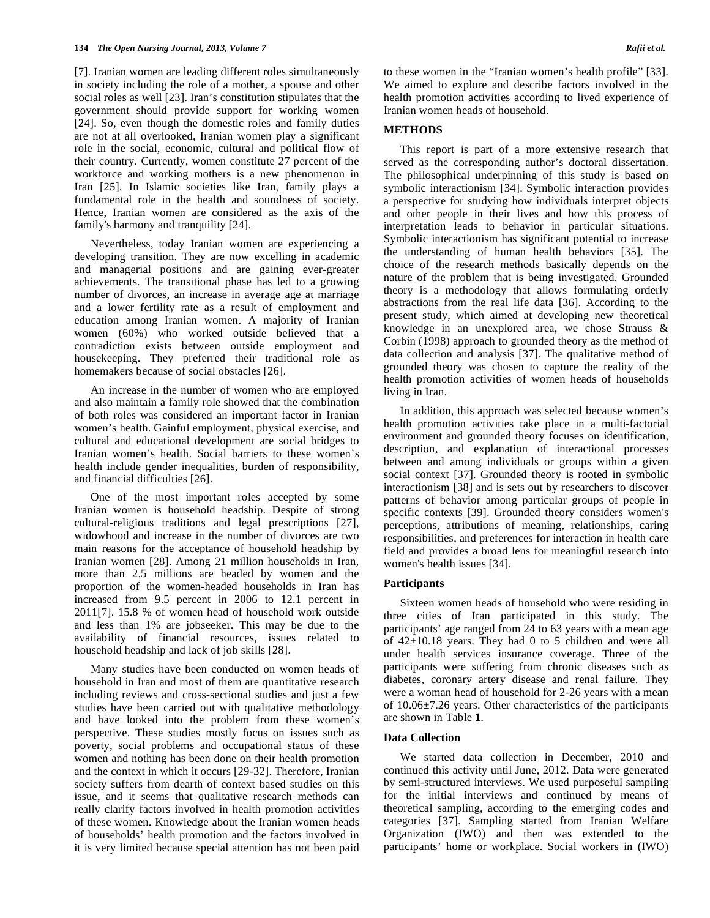[7]. Iranian women are leading different roles simultaneously in society including the role of a mother, a spouse and other social roles as well [23]. Iran's constitution stipulates that the government should provide support for working women [24]. So, even though the domestic roles and family duties are not at all overlooked, Iranian women play a significant role in the social, economic, cultural and political flow of their country. Currently, women constitute 27 percent of the workforce and working mothers is a new phenomenon in Iran [25]. In Islamic societies like Iran, family plays a fundamental role in the health and soundness of society. Hence, Iranian women are considered as the axis of the family's harmony and tranquility [24].

Nevertheless, today Iranian women are experiencing a developing transition. They are now excelling in academic and managerial positions and are gaining ever-greater achievements. The transitional phase has led to a growing number of divorces, an increase in average age at marriage and a lower fertility rate as a result of employment and education among Iranian women. A majority of Iranian women (60%) who worked outside believed that a contradiction exists between outside employment and housekeeping. They preferred their traditional role as homemakers because of social obstacles [26].

An increase in the number of women who are employed and also maintain a family role showed that the combination of both roles was considered an important factor in Iranian women's health. Gainful employment, physical exercise, and cultural and educational development are social bridges to Iranian women's health. Social barriers to these women's health include gender inequalities, burden of responsibility, and financial difficulties [26].

One of the most important roles accepted by some Iranian women is household headship. Despite of strong cultural-religious traditions and legal prescriptions [27], widowhood and increase in the number of divorces are two main reasons for the acceptance of household headship by Iranian women [28]. Among 21 million households in Iran, more than 2.5 millions are headed by women and the proportion of the women-headed households in Iran has increased from 9.5 percent in 2006 to 12.1 percent in 2011[7]. 15.8 % of women head of household work outside and less than 1% are jobseeker. This may be due to the availability of financial resources, issues related to household headship and lack of job skills [28].

Many studies have been conducted on women heads of household in Iran and most of them are quantitative research including reviews and cross-sectional studies and just a few studies have been carried out with qualitative methodology and have looked into the problem from these women's perspective. These studies mostly focus on issues such as poverty, social problems and occupational status of these women and nothing has been done on their health promotion and the context in which it occurs [29-32]. Therefore, Iranian society suffers from dearth of context based studies on this issue, and it seems that qualitative research methods can really clarify factors involved in health promotion activities of these women. Knowledge about the Iranian women heads of households' health promotion and the factors involved in it is very limited because special attention has not been paid to these women in the "Iranian women's health profile" [33]. We aimed to explore and describe factors involved in the health promotion activities according to lived experience of Iranian women heads of household.

## METHODS

This report is part of a more extensive research that served as the corresponding author's doctoral dissertation. The philosophical underpinning of this study is based on symbolic interactionism [34]. Symbolic interaction provides a perspective for studying how individuals interpret objects and other people in their lives and how this process of interpretation leads to behavior in particular situations. Symbolic interactionism has significant potential to increase the understanding of human health behaviors [35]. The choice of the research methods basically depends on the nature of the problem that is being investigated. Grounded theory is a methodology that allows formulating orderly abstractions from the real life data [36]. According to the present study, which aimed at developing new theoretical knowledge in an unexplored area, we chose Strauss & Corbin (1998) approach to grounded theory as the method of data collection and analysis [37]. The qualitative method of grounded theory was chosen to capture the reality of the health promotion activities of women heads of households living in Iran.

In addition, this approach was selected because women's health promotion activities take place in a multi-factorial environment and grounded theory focuses on identification, description, and explanation of interactional processes between and among individuals or groups within a given social context [37]. Grounded theory is rooted in symbolic interactionism [38] and is sets out by researchers to discover patterns of behavior among particular groups of people in specific contexts [39]. Grounded theory considers women's perceptions, attributions of meaning, relationships, caring responsibilities, and preferences for interaction in health care field and provides a broad lens for meaningful research into women's health issues [34].

### Participants

Sixteen women heads of household who were residing in three cities of Iran participated in this study. The participants' age ranged from 24 to 63 years with a mean age of 42±10.18 years. They had 0 to 5 children and were all under health services insurance coverage. Three of the participants were suffering from chronic diseases such as diabetes, coronary artery disease and renal failure. They were a woman head of household for 2-26 years with a mean of 10.06±7.26 years. Other characteristics of the participants are shown in Table **1**.

### Data Collection

We started data collection in December, 2010 and continued this activity until June, 2012. Data were generated by semi-structured interviews. We used purposeful sampling for the initial interviews and continued by means of theoretical sampling, according to the emerging codes and categories [37]. Sampling started from Iranian Welfare Organization (IWO) and then was extended to the participants' home or workplace. Social workers in (IWO)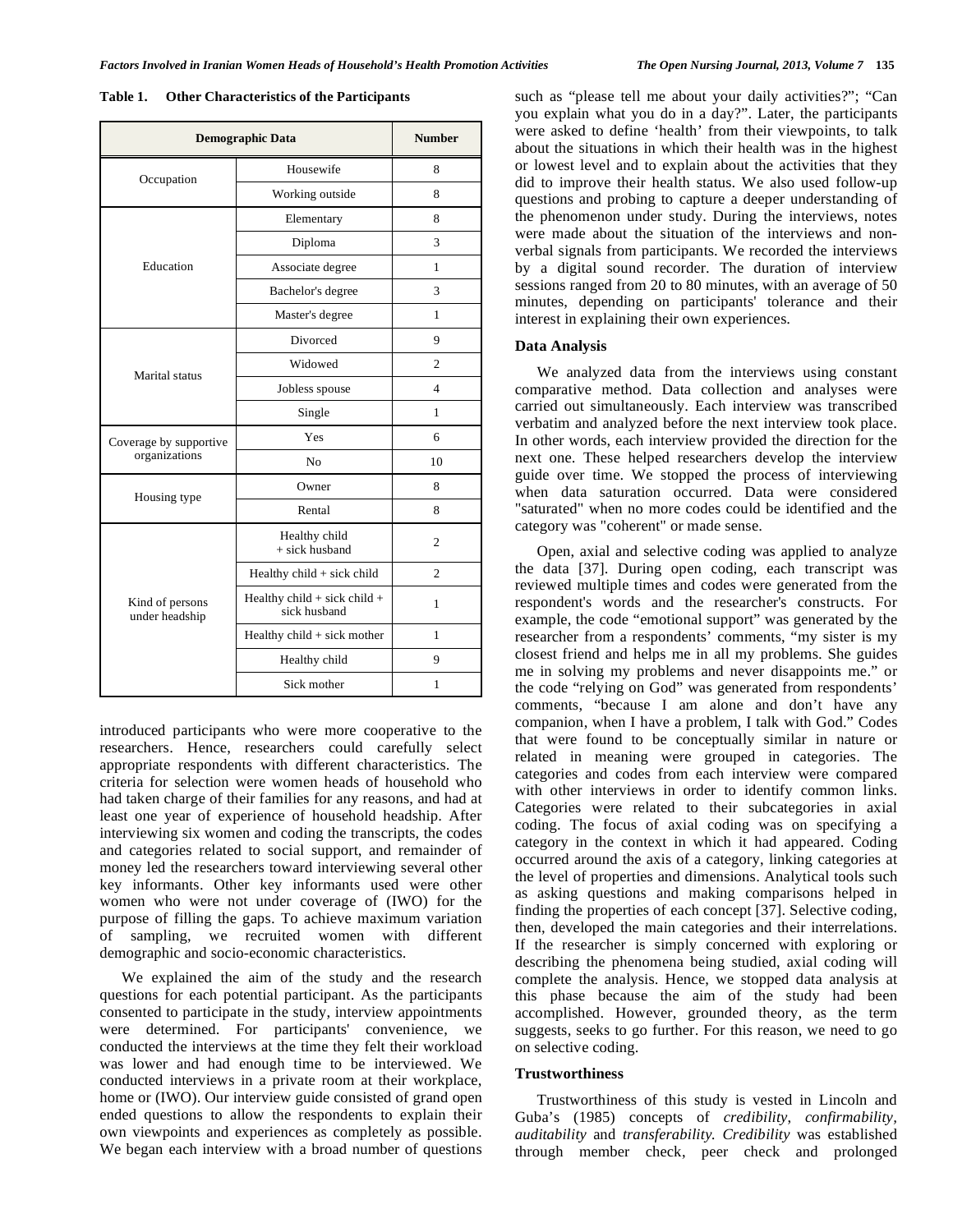**Table 1. Other Characteristics of the Participants**

| Demographic Data | | Number |
|---|---|---|
| Occupation | Housewife | 8 |
| | Working outside | 8 |
| Education | Elementary | 8 |
| | Diploma | 3 |
| | Associate degree | 1 |
| | Bachelor's degree | 3 |
| | Master's degree | 1 |
| Marital status | Divorced | 9 |
| | Widowed | 2 |
| | Jobless spouse | 4 |
| | Single | 1 |
| Coverage by supportive organizations | Yes | 6 |
| | No | 10 |
| Housing type | Owner | 8 |
| | Rental | 8 |
| Kind of persons under headship | Healthy child + sick husband | 2 |
| | Healthy child + sick child | 2 |
| | Healthy child + sick child + sick husband | 1 |
| | Healthy child + sick mother | 1 |
| | Healthy child | 9 |
| | Sick mother | 1 |

introduced participants who were more cooperative to the researchers. Hence, researchers could carefully select appropriate respondents with different characteristics. The criteria for selection were women heads of household who had taken charge of their families for any reasons, and had at least one year of experience of household headship. After interviewing six women and coding the transcripts, the codes and categories related to social support, and remainder of money led the researchers toward interviewing several other key informants. Other key informants used were other women who were not under coverage of (IWO) for the purpose of filling the gaps. To achieve maximum variation of sampling, we recruited women with different demographic and socio-economic characteristics.

We explained the aim of the study and the research questions for each potential participant. As the participants consented to participate in the study, interview appointments were determined. For participants' convenience, we conducted the interviews at the time they felt their workload was lower and had enough time to be interviewed. We conducted interviews in a private room at their workplace, home or (IWO). Our interview guide consisted of grand open ended questions to allow the respondents to explain their own viewpoints and experiences as completely as possible. We began each interview with a broad number of questions such as "please tell me about your daily activities?"; "Can you explain what you do in a day?". Later, the participants were asked to define 'health' from their viewpoints, to talk about the situations in which their health was in the highest or lowest level and to explain about the activities that they did to improve their health status. We also used follow-up questions and probing to capture a deeper understanding of the phenomenon under study. During the interviews, notes were made about the situation of the interviews and non-verbal signals from participants. We recorded the interviews by a digital sound recorder. The duration of interview sessions ranged from 20 to 80 minutes, with an average of 50 minutes, depending on participants' tolerance and their interest in explaining their own experiences.

## Data Analysis

We analyzed data from the interviews using constant comparative method. Data collection and analyses were carried out simultaneously. Each interview was transcribed verbatim and analyzed before the next interview took place. In other words, each interview provided the direction for the next one. These helped researchers develop the interview guide over time. We stopped the process of interviewing when data saturation occurred. Data were considered "saturated" when no more codes could be identified and the category was "coherent" or made sense.

Open, axial and selective coding was applied to analyze the data [37]. During open coding, each transcript was reviewed multiple times and codes were generated from the respondent's words and the researcher's constructs. For example, the code "emotional support" was generated by the researcher from a respondents' comments, "my sister is my closest friend and helps me in all my problems. She guides me in solving my problems and never disappoints me." or the code "relying on God" was generated from respondents' comments, "because I am alone and don't have any companion, when I have a problem, I talk with God." Codes that were found to be conceptually similar in nature or related in meaning were grouped in categories. The categories and codes from each interview were compared with other interviews in order to identify common links. Categories were related to their subcategories in axial coding. The focus of axial coding was on specifying a category in the context in which it had appeared. Coding occurred around the axis of a category, linking categories at the level of properties and dimensions. Analytical tools such as asking questions and making comparisons helped in finding the properties of each concept [37]. Selective coding, then, developed the main categories and their interrelations. If the researcher is simply concerned with exploring or describing the phenomena being studied, axial coding will complete the analysis. Hence, we stopped data analysis at this phase because the aim of the study had been accomplished. However, grounded theory, as the term suggests, seeks to go further. For this reason, we need to go on selective coding.

## Trustworthiness

Trustworthiness of this study is vested in Lincoln and Guba's (1985) concepts of *credibility*, *confirmability, auditability* and *transferability. Credibility* was established through member check, peer check and prolonged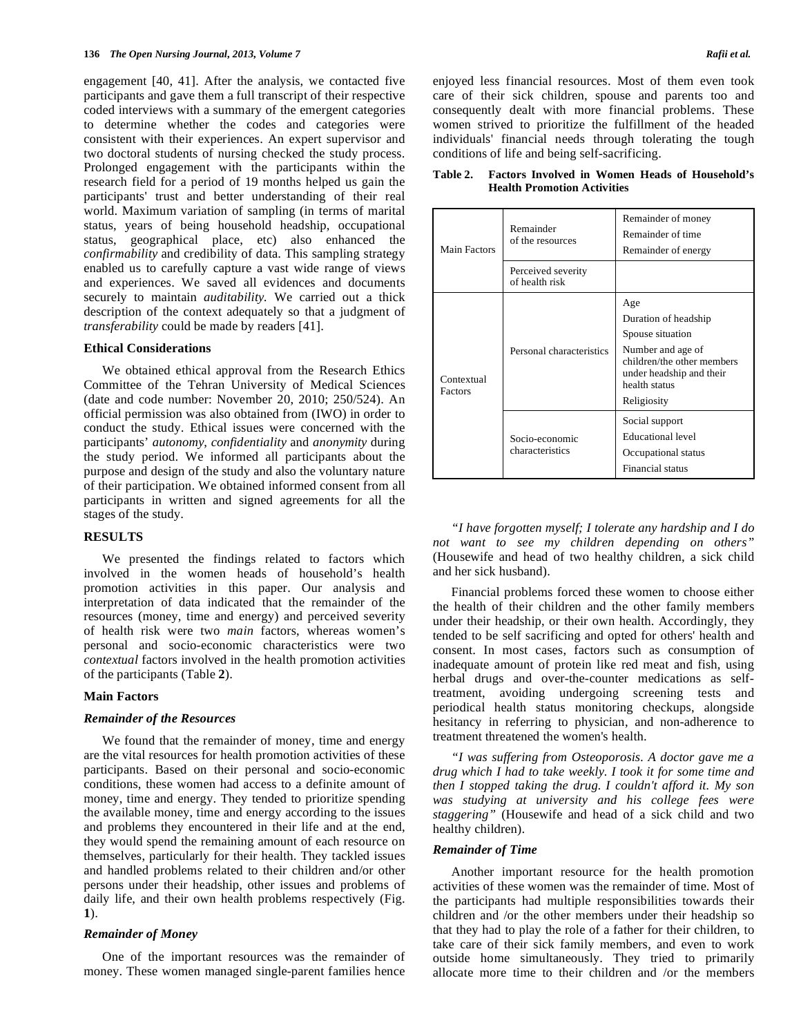engagement [40, 41]. After the analysis, we contacted five participants and gave them a full transcript of their respective coded interviews with a summary of the emergent categories to determine whether the codes and categories were consistent with their experiences. An expert supervisor and two doctoral students of nursing checked the study process. Prolonged engagement with the participants within the research field for a period of 19 months helped us gain the participants' trust and better understanding of their real world. Maximum variation of sampling (in terms of marital status, years of being household headship, occupational status, geographical place, etc) also enhanced the *confirmability* and credibility of data. This sampling strategy enabled us to carefully capture a vast wide range of views and experiences. We saved all evidences and documents securely to maintain *auditability.* We carried out a thick description of the context adequately so that a judgment of *transferability* could be made by readers [41].

### Ethical Considerations

We obtained ethical approval from the Research Ethics Committee of the Tehran University of Medical Sciences (date and code number: November 20, 2010; 250/524). An official permission was also obtained from (IWO) in order to conduct the study. Ethical issues were concerned with the participants' *autonomy*, *confidentiality* and *anonymity* during the study period. We informed all participants about the purpose and design of the study and also the voluntary nature of their participation. We obtained informed consent from all participants in written and signed agreements for all the stages of the study.

## RESULTS

We presented the findings related to factors which involved in the women heads of household's health promotion activities in this paper. Our analysis and interpretation of data indicated that the remainder of the resources (money, time and energy) and perceived severity of health risk were two *main* factors, whereas women's personal and socio-economic characteristics were two *contextual* factors involved in the health promotion activities of the participants (Table **2**).

### Main Factors

#### *Remainder of the Resources*

We found that the remainder of money, time and energy are the vital resources for health promotion activities of these participants. Based on their personal and socio-economic conditions, these women had access to a definite amount of money, time and energy. They tended to prioritize spending the available money, time and energy according to the issues and problems they encountered in their life and at the end, they would spend the remaining amount of each resource on themselves, particularly for their health. They tackled issues and handled problems related to their children and/or other persons under their headship, other issues and problems of daily life, and their own health problems respectively (Fig. **1**).

#### *Remainder of Money*

One of the important resources was the remainder of money. These women managed single-parent families hence enjoyed less financial resources. Most of them even took care of their sick children, spouse and parents too and consequently dealt with more financial problems. These women strived to prioritize the fulfillment of the headed individuals' financial needs through tolerating the tough conditions of life and being self-sacrificing.

**Table 2. Factors Involved in Women Heads of Household's Health Promotion Activities**

| | | |
|---|---|---|
| Main Factors | Remainder of the resources | Remainder of money<br>Remainder of time<br>Remainder of energy |
| | Perceived severity of health risk | |
| Contextual Factors | Personal characteristics | Age<br>Duration of headship<br>Spouse situation<br>Number and age of children/the other members under headship and their health status<br>Religiosity |
| | Socio-economic characteristics | Social support<br>Educational level<br>Occupational status<br>Financial status |

*"I have forgotten myself; I tolerate any hardship and I do not want to see my children depending on others"* (Housewife and head of two healthy children, a sick child and her sick husband).

Financial problems forced these women to choose either the health of their children and the other family members under their headship, or their own health. Accordingly, they tended to be self sacrificing and opted for others' health and consent. In most cases, factors such as consumption of inadequate amount of protein like red meat and fish, using herbal drugs and over-the-counter medications as self-treatment, avoiding undergoing screening tests and periodical health status monitoring checkups, alongside hesitancy in referring to physician, and non-adherence to treatment threatened the women's health.

*"I was suffering from Osteoporosis. A doctor gave me a drug which I had to take weekly. I took it for some time and then I stopped taking the drug. I couldn't afford it. My son was studying at university and his college fees were staggering"* (Housewife and head of a sick child and two healthy children).

#### *Remainder of Time*

Another important resource for the health promotion activities of these women was the remainder of time. Most of the participants had multiple responsibilities towards their children and /or the other members under their headship so that they had to play the role of a father for their children, to take care of their sick family members, and even to work outside home simultaneously. They tried to primarily allocate more time to their children and /or the members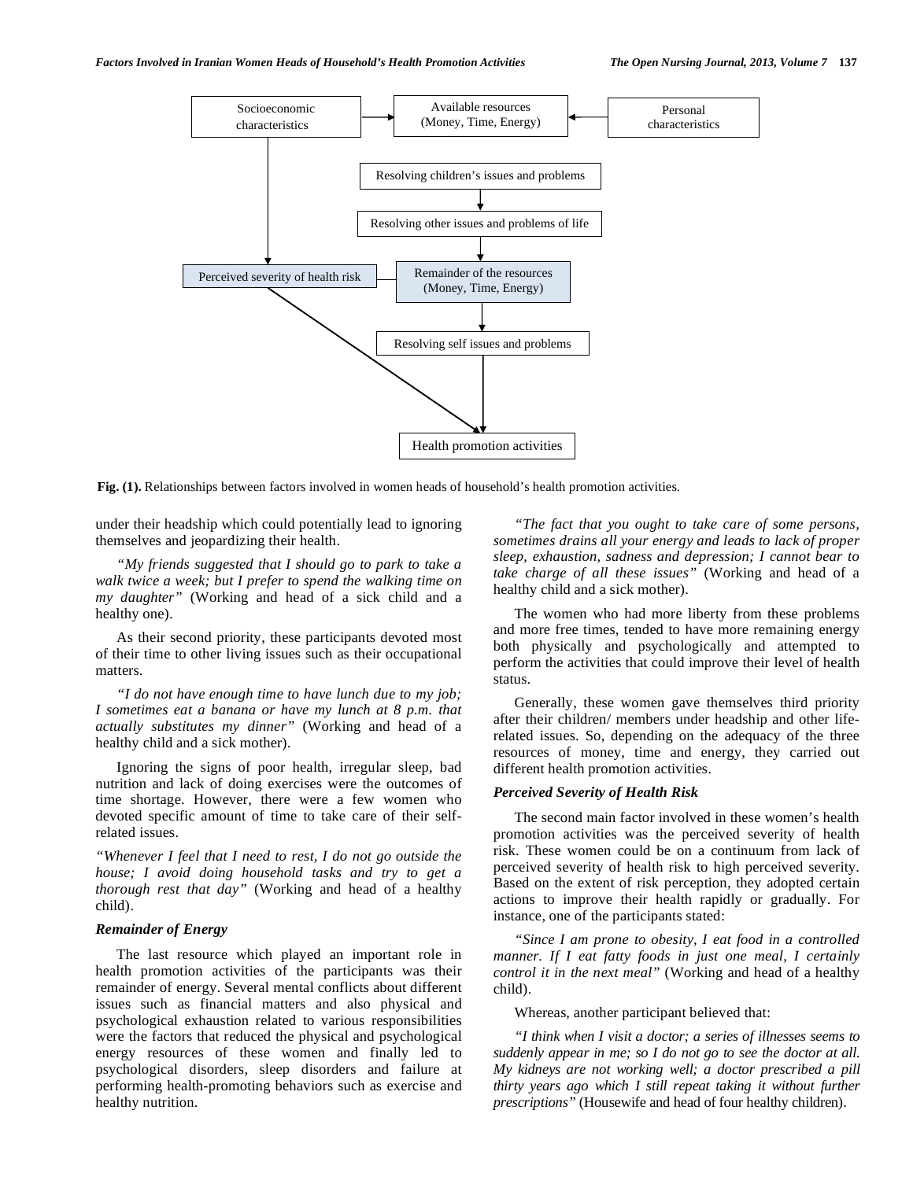Fig. (1). Relationships between factors involved in women heads of household's health promotion activities.

under their headship which could potentially lead to ignoring themselves and jeopardizing their health.

*"My friends suggested that I should go to park to take a walk twice a week; but I prefer to spend the walking time on my daughter"* (Working and head of a sick child and a healthy one).

As their second priority, these participants devoted most of their time to other living issues such as their occupational matters.

*"I do not have enough time to have lunch due to my job; I sometimes eat a banana or have my lunch at 8 p.m. that actually substitutes my dinner"* (Working and head of a healthy child and a sick mother).

Ignoring the signs of poor health, irregular sleep, bad nutrition and lack of doing exercises were the outcomes of time shortage. However, there were a few women who devoted specific amount of time to take care of their self-related issues.

*"Whenever I feel that I need to rest, I do not go outside the house; I avoid doing household tasks and try to get a thorough rest that day"* (Working and head of a healthy child).

### Remainder of Energy

The last resource which played an important role in health promotion activities of the participants was their remainder of energy. Several mental conflicts about different issues such as financial matters and also physical and psychological exhaustion related to various responsibilities were the factors that reduced the physical and psychological energy resources of these women and finally led to psychological disorders, sleep disorders and failure at performing health-promoting behaviors such as exercise and healthy nutrition.

*"The fact that you ought to take care of some persons, sometimes drains all your energy and leads to lack of proper sleep, exhaustion, sadness and depression; I cannot bear to take charge of all these issues"* (Working and head of a healthy child and a sick mother).

The women who had more liberty from these problems and more free times, tended to have more remaining energy both physically and psychologically and attempted to perform the activities that could improve their level of health status.

Generally, these women gave themselves third priority after their children/ members under headship and other life-related issues. So, depending on the adequacy of the three resources of money, time and energy, they carried out different health promotion activities.

### Perceived Severity of Health Risk

The second main factor involved in these women's health promotion activities was the perceived severity of health risk. These women could be on a continuum from lack of perceived severity of health risk to high perceived severity. Based on the extent of risk perception, they adopted certain actions to improve their health rapidly or gradually. For instance, one of the participants stated:

*"Since I am prone to obesity, I eat food in a controlled manner. If I eat fatty foods in just one meal, I certainly control it in the next meal"* (Working and head of a healthy child).

Whereas, another participant believed that:

*"I think when I visit a doctor; a series of illnesses seems to suddenly appear in me; so I do not go to see the doctor at all. My kidneys are not working well; a doctor prescribed a pill thirty years ago which I still repeat taking it without further prescriptions"* (Housewife and head of four healthy children).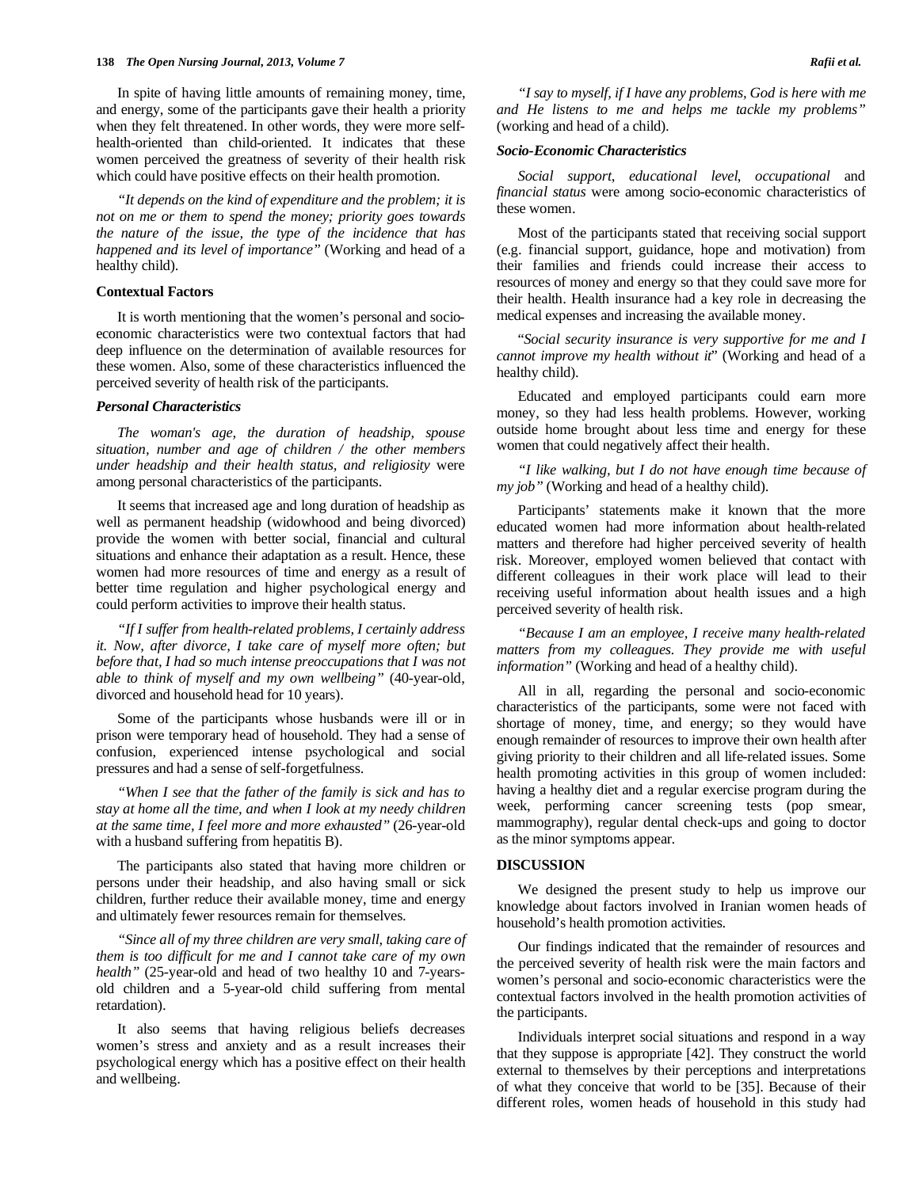In spite of having little amounts of remaining money, time, and energy, some of the participants gave their health a priority when they felt threatened. In other words, they were more self-health-oriented than child-oriented. It indicates that these women perceived the greatness of severity of their health risk which could have positive effects on their health promotion.

*"It depends on the kind of expenditure and the problem; it is not on me or them to spend the money; priority goes towards the nature of the issue, the type of the incidence that has happened and its level of importance"* (Working and head of a healthy child).

### Contextual Factors

It is worth mentioning that the women's personal and socio-economic characteristics were two contextual factors that had deep influence on the determination of available resources for these women. Also, some of these characteristics influenced the perceived severity of health risk of the participants.

#### *Personal Characteristics*

*The woman's age, the duration of headship, spouse situation, number and age of children / the other members under headship and their health status, and religiosity* were among personal characteristics of the participants.

It seems that increased age and long duration of headship as well as permanent headship (widowhood and being divorced) provide the women with better social, financial and cultural situations and enhance their adaptation as a result. Hence, these women had more resources of time and energy as a result of better time regulation and higher psychological energy and could perform activities to improve their health status.

*"If I suffer from health-related problems, I certainly address it. Now, after divorce, I take care of myself more often; but before that, I had so much intense preoccupations that I was not able to think of myself and my own wellbeing"* (40-year-old, divorced and household head for 10 years).

Some of the participants whose husbands were ill or in prison were temporary head of household. They had a sense of confusion, experienced intense psychological and social pressures and had a sense of self-forgetfulness.

*"When I see that the father of the family is sick and has to stay at home all the time, and when I look at my needy children at the same time, I feel more and more exhausted"* (26-year-old with a husband suffering from hepatitis B).

The participants also stated that having more children or persons under their headship, and also having small or sick children, further reduce their available money, time and energy and ultimately fewer resources remain for themselves.

*"Since all of my three children are very small, taking care of them is too difficult for me and I cannot take care of my own health"* (25-year-old and head of two healthy 10 and 7-years-old children and a 5-year-old child suffering from mental retardation).

It also seems that having religious beliefs decreases women's stress and anxiety and as a result increases their psychological energy which has a positive effect on their health and wellbeing.

*"I say to myself, if I have any problems, God is here with me and He listens to me and helps me tackle my problems"* (working and head of a child).

#### *Socio-Economic Characteristics*

*Social support*, *educational level*, *occupational* and *financial status* were among socio-economic characteristics of these women.

Most of the participants stated that receiving social support (e.g. financial support, guidance, hope and motivation) from their families and friends could increase their access to resources of money and energy so that they could save more for their health. Health insurance had a key role in decreasing the medical expenses and increasing the available money.

"*Social security insurance is very supportive for me and I cannot improve my health without it*" (Working and head of a healthy child).

Educated and employed participants could earn more money, so they had less health problems. However, working outside home brought about less time and energy for these women that could negatively affect their health.

*"I like walking, but I do not have enough time because of my job"* (Working and head of a healthy child).

Participants' statements make it known that the more educated women had more information about health-related matters and therefore had higher perceived severity of health risk. Moreover, employed women believed that contact with different colleagues in their work place will lead to their receiving useful information about health issues and a high perceived severity of health risk.

*"Because I am an employee, I receive many health-related matters from my colleagues. They provide me with useful information"* (Working and head of a healthy child).

All in all, regarding the personal and socio-economic characteristics of the participants, some were not faced with shortage of money, time, and energy; so they would have enough remainder of resources to improve their own health after giving priority to their children and all life-related issues. Some health promoting activities in this group of women included: having a healthy diet and a regular exercise program during the week, performing cancer screening tests (pop smear, mammography), regular dental check-ups and going to doctor as the minor symptoms appear.

## DISCUSSION

We designed the present study to help us improve our knowledge about factors involved in Iranian women heads of household's health promotion activities.

Our findings indicated that the remainder of resources and the perceived severity of health risk were the main factors and women's personal and socio-economic characteristics were the contextual factors involved in the health promotion activities of the participants.

Individuals interpret social situations and respond in a way that they suppose is appropriate [42]. They construct the world external to themselves by their perceptions and interpretations of what they conceive that world to be [35]. Because of their different roles, women heads of household in this study had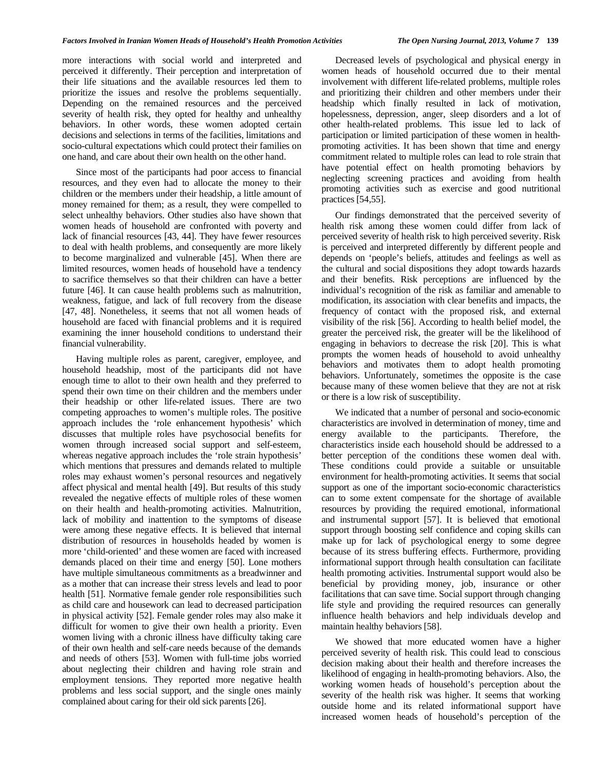more interactions with social world and interpreted and perceived it differently. Their perception and interpretation of their life situations and the available resources led them to prioritize the issues and resolve the problems sequentially. Depending on the remained resources and the perceived severity of health risk, they opted for healthy and unhealthy behaviors. In other words, these women adopted certain decisions and selections in terms of the facilities, limitations and socio-cultural expectations which could protect their families on one hand, and care about their own health on the other hand.

Since most of the participants had poor access to financial resources, and they even had to allocate the money to their children or the members under their headship, a little amount of money remained for them; as a result, they were compelled to select unhealthy behaviors. Other studies also have shown that women heads of household are confronted with poverty and lack of financial resources [43, 44]. They have fewer resources to deal with health problems, and consequently are more likely to become marginalized and vulnerable [45]. When there are limited resources, women heads of household have a tendency to sacrifice themselves so that their children can have a better future [46]. It can cause health problems such as malnutrition, weakness, fatigue, and lack of full recovery from the disease [47, 48]. Nonetheless, it seems that not all women heads of household are faced with financial problems and it is required examining the inner household conditions to understand their financial vulnerability.

Having multiple roles as parent, caregiver, employee, and household headship, most of the participants did not have enough time to allot to their own health and they preferred to spend their own time on their children and the members under their headship or other life-related issues. There are two competing approaches to women's multiple roles. The positive approach includes the 'role enhancement hypothesis' which discusses that multiple roles have psychosocial benefits for women through increased social support and self-esteem, whereas negative approach includes the 'role strain hypothesis' which mentions that pressures and demands related to multiple roles may exhaust women's personal resources and negatively affect physical and mental health [49]. But results of this study revealed the negative effects of multiple roles of these women on their health and health-promoting activities. Malnutrition, lack of mobility and inattention to the symptoms of disease were among these negative effects. It is believed that internal distribution of resources in households headed by women is more 'child-oriented' and these women are faced with increased demands placed on their time and energy [50]. Lone mothers have multiple simultaneous commitments as a breadwinner and as a mother that can increase their stress levels and lead to poor health [51]. Normative female gender role responsibilities such as child care and housework can lead to decreased participation in physical activity [52]. Female gender roles may also make it difficult for women to give their own health a priority. Even women living with a chronic illness have difficulty taking care of their own health and self-care needs because of the demands and needs of others [53]. Women with full-time jobs worried about neglecting their children and having role strain and employment tensions. They reported more negative health problems and less social support, and the single ones mainly complained about caring for their old sick parents [26].

Decreased levels of psychological and physical energy in women heads of household occurred due to their mental involvement with different life-related problems, multiple roles and prioritizing their children and other members under their headship which finally resulted in lack of motivation, hopelessness, depression, anger, sleep disorders and a lot of other health-related problems. This issue led to lack of participation or limited participation of these women in health-promoting activities. It has been shown that time and energy commitment related to multiple roles can lead to role strain that have potential effect on health promoting behaviors by neglecting screening practices and avoiding from health promoting activities such as exercise and good nutritional practices [54,55].

Our findings demonstrated that the perceived severity of health risk among these women could differ from lack of perceived severity of health risk to high perceived severity. Risk is perceived and interpreted differently by different people and depends on 'people's beliefs, attitudes and feelings as well as the cultural and social dispositions they adopt towards hazards and their benefits. Risk perceptions are influenced by the individual's recognition of the risk as familiar and amenable to modification, its association with clear benefits and impacts, the frequency of contact with the proposed risk, and external visibility of the risk [56]. According to health belief model, the greater the perceived risk, the greater will be the likelihood of engaging in behaviors to decrease the risk [20]. This is what prompts the women heads of household to avoid unhealthy behaviors and motivates them to adopt health promoting behaviors. Unfortunately, sometimes the opposite is the case because many of these women believe that they are not at risk or there is a low risk of susceptibility.

We indicated that a number of personal and socio-economic characteristics are involved in determination of money, time and energy available to the participants. Therefore, the characteristics inside each household should be addressed to a better perception of the conditions these women deal with. These conditions could provide a suitable or unsuitable environment for health-promoting activities. It seems that social support as one of the important socio-economic characteristics can to some extent compensate for the shortage of available resources by providing the required emotional, informational and instrumental support [57]. It is believed that emotional support through boosting self confidence and coping skills can make up for lack of psychological energy to some degree because of its stress buffering effects. Furthermore, providing informational support through health consultation can facilitate health promoting activities. Instrumental support would also be beneficial by providing money, job, insurance or other facilitations that can save time. Social support through changing life style and providing the required resources can generally influence health behaviors and help individuals develop and maintain healthy behaviors [58].

We showed that more educated women have a higher perceived severity of health risk. This could lead to conscious decision making about their health and therefore increases the likelihood of engaging in health-promoting behaviors. Also, the working women heads of household's perception about the severity of the health risk was higher. It seems that working outside home and its related informational support have increased women heads of household's perception of the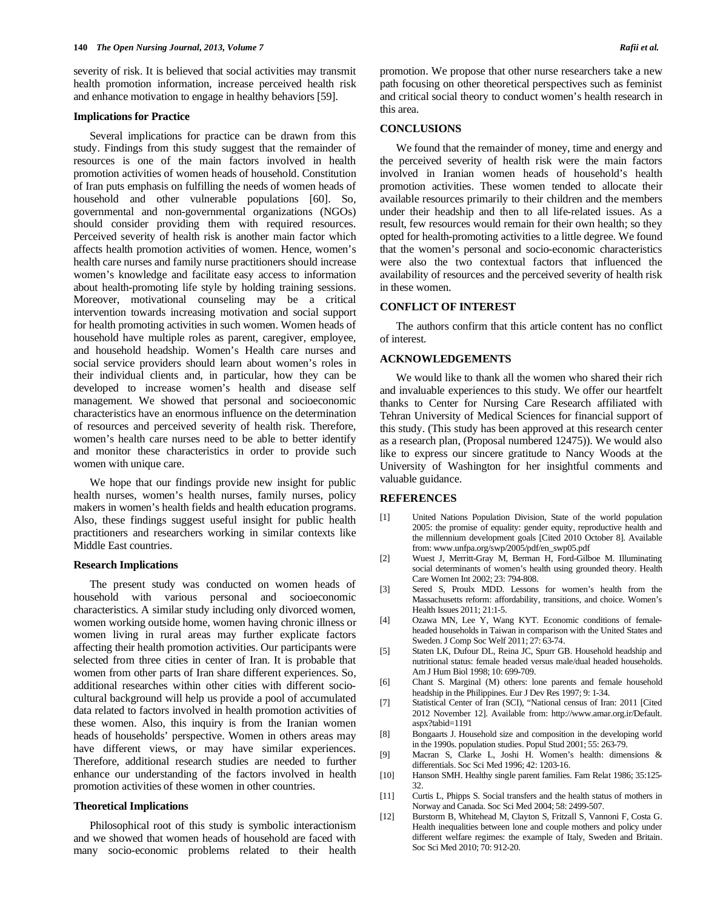severity of risk. It is believed that social activities may transmit health promotion information, increase perceived health risk and enhance motivation to engage in healthy behaviors [59].

### Implications for Practice

Several implications for practice can be drawn from this study. Findings from this study suggest that the remainder of resources is one of the main factors involved in health promotion activities of women heads of household. Constitution of Iran puts emphasis on fulfilling the needs of women heads of household and other vulnerable populations [60]. So, governmental and non-governmental organizations (NGOs) should consider providing them with required resources. Perceived severity of health risk is another main factor which affects health promotion activities of women. Hence, women's health care nurses and family nurse practitioners should increase women's knowledge and facilitate easy access to information about health-promoting life style by holding training sessions. Moreover, motivational counseling may be a critical intervention towards increasing motivation and social support for health promoting activities in such women. Women heads of household have multiple roles as parent, caregiver, employee, and household headship. Women's Health care nurses and social service providers should learn about women's roles in their individual clients and, in particular, how they can be developed to increase women's health and disease self management. We showed that personal and socioeconomic characteristics have an enormous influence on the determination of resources and perceived severity of health risk. Therefore, women's health care nurses need to be able to better identify and monitor these characteristics in order to provide such women with unique care.

We hope that our findings provide new insight for public health nurses, women's health nurses, family nurses, policy makers in women's health fields and health education programs. Also, these findings suggest useful insight for public health practitioners and researchers working in similar contexts like Middle East countries.

### Research Implications

The present study was conducted on women heads of household with various personal and socioeconomic characteristics. A similar study including only divorced women, women working outside home, women having chronic illness or women living in rural areas may further explicate factors affecting their health promotion activities. Our participants were selected from three cities in center of Iran. It is probable that women from other parts of Iran share different experiences. So, additional researches within other cities with different socio-cultural background will help us provide a pool of accumulated data related to factors involved in health promotion activities of these women. Also, this inquiry is from the Iranian women heads of households' perspective. Women in others areas may have different views, or may have similar experiences. Therefore, additional research studies are needed to further enhance our understanding of the factors involved in health promotion activities of these women in other countries.

### Theoretical Implications

Philosophical root of this study is symbolic interactionism and we showed that women heads of household are faced with many socio-economic problems related to their health promotion. We propose that other nurse researchers take a new path focusing on other theoretical perspectives such as feminist and critical social theory to conduct women's health research in this area.

## CONCLUSIONS

We found that the remainder of money, time and energy and the perceived severity of health risk were the main factors involved in Iranian women heads of household's health promotion activities. These women tended to allocate their available resources primarily to their children and the members under their headship and then to all life-related issues. As a result, few resources would remain for their own health; so they opted for health-promoting activities to a little degree. We found that the women's personal and socio-economic characteristics were also the two contextual factors that influenced the availability of resources and the perceived severity of health risk in these women.

## CONFLICT OF INTEREST

The authors confirm that this article content has no conflict of interest.

## ACKNOWLEDGEMENTS

We would like to thank all the women who shared their rich and invaluable experiences to this study. We offer our heartfelt thanks to Center for Nursing Care Research affiliated with Tehran University of Medical Sciences for financial support of this study. (This study has been approved at this research center as a research plan, (Proposal numbered 12475)). We would also like to express our sincere gratitude to Nancy Woods at the University of Washington for her insightful comments and valuable guidance.

## REFERENCES

[1] United Nations Population Division, State of the world population 2005: the promise of equality: gender equity, reproductive health and the millennium development goals [Cited 2010 October 8]. Available from: www.unfpa.org/swp/2005/pdf/en_swp05.pdf

[2] Wuest J, Merritt-Gray M, Berman H, Ford-Gilboe M. Illuminating social determinants of women's health using grounded theory. Health Care Women Int 2002; 23: 794-808.

[3] Sered S, Proulx MDD. Lessons for women's health from the Massachusetts reform: affordability, transitions, and choice. Women's Health Issues 2011; 21:1-5.

[4] Ozawa MN, Lee Y, Wang KYT. Economic conditions of female-headed households in Taiwan in comparison with the United States and Sweden. J Comp Soc Welf 2011; 27: 63-74.

[5] Staten LK, Dufour DL, Reina JC, Spurr GB. Household headship and nutritional status: female headed versus male/dual headed households. Am J Hum Biol 1998; 10: 699-709.

[6] Chant S. Marginal (M) others: lone parents and female household headship in the Philippines. Eur J Dev Res 1997; 9: 1-34.

[7] Statistical Center of Iran (SCI), "National census of Iran: 2011 [Cited 2012 November 12]. Available from: http://www.amar.org.ir/Default.aspx?tabid=1191

[8] Bongaarts J. Household size and composition in the developing world in the 1990s. population studies. Popul Stud 2001; 55: 263-79.

[9] Macran S, Clarke L, Joshi H. Women's health: dimensions & differentials. Soc Sci Med 1996; 42: 1203-16.

[10] Hanson SMH. Healthy single parent families. Fam Relat 1986; 35:125-32.

[11] Curtis L, Phipps S. Social transfers and the health status of mothers in Norway and Canada. Soc Sci Med 2004; 58: 2499-507.

[12] Burstorm B, Whitehead M, Clayton S, Fritzall S, Vannoni F, Costa G. Health inequalities between lone and couple mothers and policy under different welfare regimes: the example of Italy, Sweden and Britain. Soc Sci Med 2010; 70: 912-20.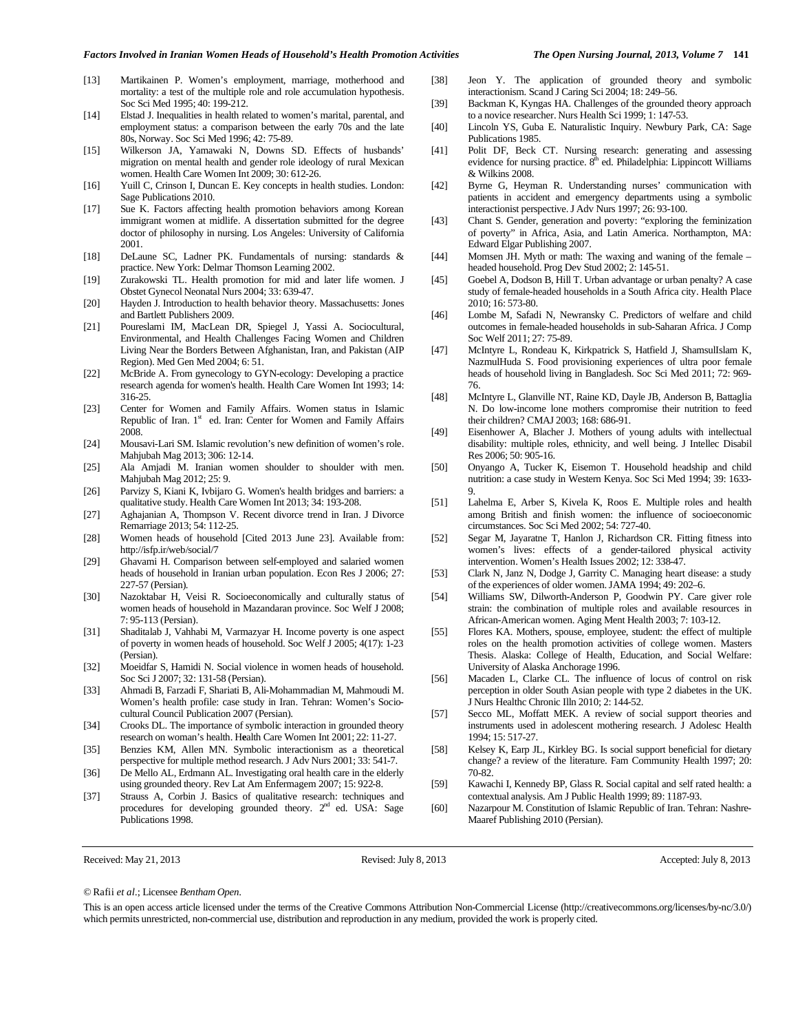[13] Martikainen P. Women's employment, marriage, motherhood and mortality: a test of the multiple role and role accumulation hypothesis. Soc Sci Med 1995; 40: 199-212.

[14] Elstad J. Inequalities in health related to women's marital, parental, and employment status: a comparison between the early 70s and the late 80s, Norway. Soc Sci Med 1996; 42: 75-89.

[15] Wilkerson JA, Yamawaki N, Downs SD. Effects of husbands' migration on mental health and gender role ideology of rural Mexican women. Health Care Women Int 2009; 30: 612-26.

[16] Yuill C, Crinson I, Duncan E. Key concepts in health studies. London: Sage Publications 2010.

[17] Sue K. Factors affecting health promotion behaviors among Korean immigrant women at midlife. A dissertation submitted for the degree doctor of philosophy in nursing. Los Angeles: University of California 2001.

[18] DeLaune SC, Ladner PK. Fundamentals of nursing: standards & practice. New York: Delmar Thomson Learning 2002.

[19] Zurakowski TL. Health promotion for mid and later life women. J Obstet Gynecol Neonatal Nurs 2004; 33: 639-47.

[20] Hayden J. Introduction to health behavior theory. Massachusetts: Jones and Bartlett Publishers 2009.

[21] Poureslami IM, MacLean DR, Spiegel J, Yassi A. Sociocultural, Environmental, and Health Challenges Facing Women and Children Living Near the Borders Between Afghanistan, Iran, and Pakistan (AIP Region). Med Gen Med 2004; 6: 51.

[22] McBride A. From gynecology to GYN-ecology: Developing a practice research agenda for women's health. Health Care Women Int 1993; 14: 316-25.

[23] Center for Women and Family Affairs. Women status in Islamic Republic of Iran. 1st ed. Iran: Center for Women and Family Affairs 2008.

[24] Mousavi-Lari SM. Islamic revolution's new definition of women's role. Mahjubah Mag 2013; 306: 12-14.

[25] Ala Amjadi M. Iranian women shoulder to shoulder with men. Mahjubah Mag 2012; 25: 9.

[26] Parvizy S, Kiani K, Ivbijaro G. Women's health bridges and barriers: a qualitative study. Health Care Women Int 2013; 34: 193-208.

[27] Aghajanian A, Thompson V. Recent divorce trend in Iran. J Divorce Remarriage 2013; 54: 112-25.

[28] Women heads of household [Cited 2013 June 23]. Available from: http://isfp.ir/web/social/7

[29] Ghavami H. Comparison between self-employed and salaried women heads of household in Iranian urban population. Econ Res J 2006; 27: 227-57 (Persian).

[30] Nazoktabar H, Veisi R. Socioeconomically and culturally status of women heads of household in Mazandaran province. Soc Welf J 2008; 7: 95-113 (Persian).

[31] Shaditalab J, Vahhabi M, Varmazyar H. Income poverty is one aspect of poverty in women heads of household. Soc Welf J 2005; 4(17): 1-23 (Persian).

[32] Moeidfar S, Hamidi N. Social violence in women heads of household. Soc Sci J 2007; 32: 131-58 (Persian).

[33] Ahmadi B, Farzadi F, Shariati B, Ali-Mohammadian M, Mahmoudi M. Women's health profile: case study in Iran. Tehran: Women's Socio-cultural Council Publication 2007 (Persian).

[34] Crooks DL. The importance of symbolic interaction in grounded theory research on woman's health. Health Care Women Int 2001; 22: 11-27.

[35] Benzies KM, Allen MN. Symbolic interactionism as a theoretical perspective for multiple method research. J Adv Nurs 2001; 33: 541-7.

[36] De Mello AL, Erdmann AL. Investigating oral health care in the elderly using grounded theory. Rev Lat Am Enfermagem 2007; 15: 922-8.

[37] Strauss A, Corbin J. Basics of qualitative research: techniques and procedures for developing grounded theory. 2nd ed. USA: Sage Publications 1998.

[38] Jeon Y. The application of grounded theory and symbolic interactionism. Scand J Caring Sci 2004; 18: 249–56.

[39] Backman K, Kyngas HA. Challenges of the grounded theory approach to a novice researcher. Nurs Health Sci 1999; 1: 147-53.

[40] Lincoln YS, Guba E. Naturalistic Inquiry. Newbury Park, CA: Sage Publications 1985.

[41] Polit DF, Beck CT. Nursing research: generating and assessing evidence for nursing practice. 8th ed. Philadelphia: Lippincott Williams & Wilkins 2008.

[42] Byrne G, Heyman R. Understanding nurses' communication with patients in accident and emergency departments using a symbolic interactionist perspective. J Adv Nurs 1997; 26: 93-100.

[43] Chant S. Gender, generation and poverty: "exploring the feminization of poverty" in Africa, Asia, and Latin America. Northampton, MA: Edward Elgar Publishing 2007.

[44] Momsen JH. Myth or math: The waxing and waning of the female – headed household. Prog Dev Stud 2002; 2: 145-51.

[45] Goebel A, Dodson B, Hill T. Urban advantage or urban penalty? A case study of female-headed households in a South Africa city. Health Place 2010; 16: 573-80.

[46] Lombe M, Safadi N, Newransky C. Predictors of welfare and child outcomes in female-headed households in sub-Saharan Africa. J Comp Soc Welf 2011; 27: 75-89.

[47] McIntyre L, Rondeau K, Kirkpatrick S, Hatfield J, ShamsulIslam K, NazmulHuda S. Food provisioning experiences of ultra poor female heads of household living in Bangladesh. Soc Sci Med 2011; 72: 969-76.

[48] McIntyre L, Glanville NT, Raine KD, Dayle JB, Anderson B, Battaglia N. Do low-income lone mothers compromise their nutrition to feed their children? CMAJ 2003; 168: 686-91.

[49] Eisenhower A, Blacher J. Mothers of young adults with intellectual disability: multiple roles, ethnicity, and well being. J Intellec Disabil Res 2006; 50: 905-16.

[50] Onyango A, Tucker K, Eisemon T. Household headship and child nutrition: a case study in Western Kenya. Soc Sci Med 1994; 39: 1633-9.

[51] Lahelma E, Arber S, Kivela K, Roos E. Multiple roles and health among British and finish women: the influence of socioeconomic circumstances. Soc Sci Med 2002; 54: 727-40.

[52] Segar M, Jayaratne T, Hanlon J, Richardson CR. Fitting fitness into women's lives: effects of a gender-tailored physical activity intervention. Women's Health Issues 2002; 12: 338-47.

[53] Clark N, Janz N, Dodge J, Garrity C. Managing heart disease: a study of the experiences of older women. JAMA 1994; 49: 202–6.

[54] Williams SW, Dilworth-Anderson P, Goodwin PY. Care giver role strain: the combination of multiple roles and available resources in African-American women. Aging Ment Health 2003; 7: 103-12.

[55] Flores KA. Mothers, spouse, employee, student: the effect of multiple roles on the health promotion activities of college women. Masters Thesis. Alaska: College of Health, Education, and Social Welfare: University of Alaska Anchorage 1996.

[56] Macaden L, Clarke CL. The influence of locus of control on risk perception in older South Asian people with type 2 diabetes in the UK. J Nurs Healthc Chronic Illn 2010; 2: 144-52.

[57] Secco ML, Moffatt MEK. A review of social support theories and instruments used in adolescent mothering research. J Adolesc Health 1994; 15: 517-27.

[58] Kelsey K, Earp JL, Kirkley BG. Is social support beneficial for dietary change? a review of the literature. Fam Community Health 1997; 20: 70-82.

[59] Kawachi I, Kennedy BP, Glass R. Social capital and self rated health: a contextual analysis. Am J Public Health 1999; 89: 1187-93.

[60] Nazarpour M. Constitution of Islamic Republic of Iran. Tehran: Nashre-Maaref Publishing 2010 (Persian).

Received: May 21, 2013 Revised: July 8, 2013 Accepted: July 8, 2013

© Rafii *et al.*; Licensee *Bentham Open*.

This is an open access article licensed under the terms of the Creative Commons Attribution Non-Commercial License (http://creativecommons.org/licenses/by-nc/3.0/) which permits unrestricted, non-commercial use, distribution and reproduction in any medium, provided the work is properly cited.